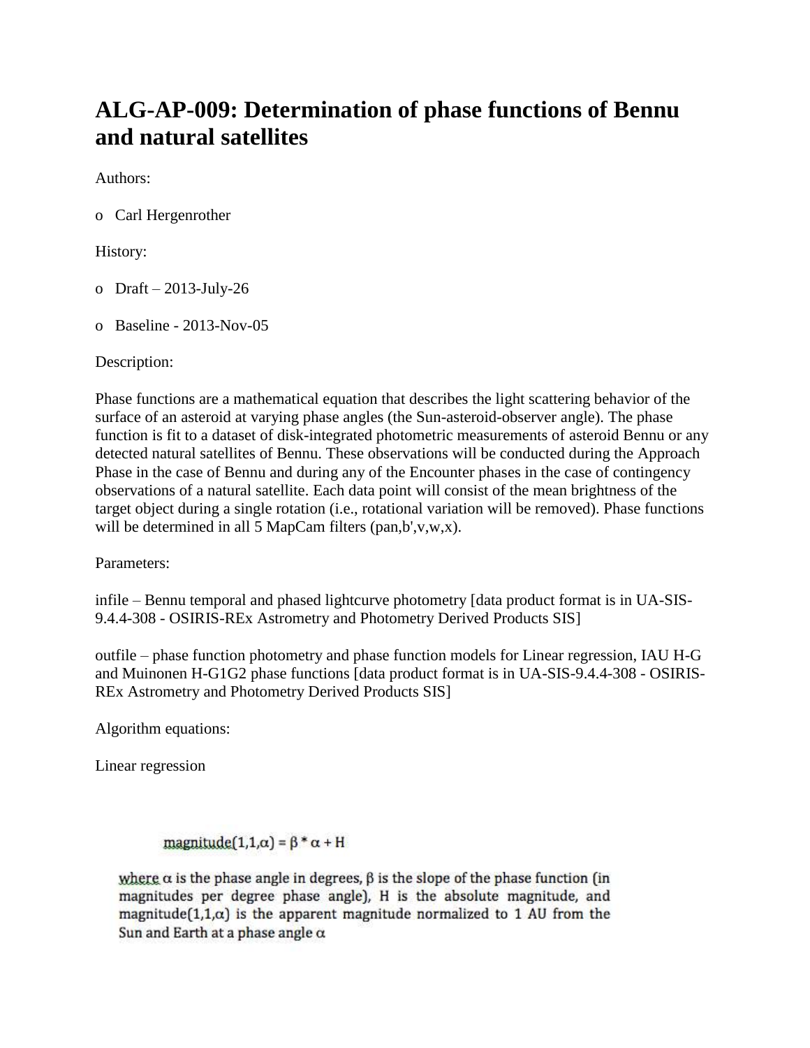# ALG-AP-009: Determination of phase functions of Bennu and natural satellites

Authors:

- Carl Hergenrother

History:

- Draft – 2013-July-26
- Baseline - 2013-Nov-05

Description:

Phase functions are a mathematical equation that describes the light scattering behavior of the surface of an asteroid at varying phase angles (the Sun-asteroid-observer angle). The phase function is fit to a dataset of disk-integrated photometric measurements of asteroid Bennu or any detected natural satellites of Bennu. These observations will be conducted during the Approach Phase in the case of Bennu and during any of the Encounter phases in the case of contingency observations of a natural satellite. Each data point will consist of the mean brightness of the target object during a single rotation (i.e., rotational variation will be removed). Phase functions will be determined in all 5 MapCam filters (pan,b',v,w,x).

Parameters:

infile – Bennu temporal and phased lightcurve photometry [data product format is in UA-SIS-9.4.4-308 - OSIRIS-REx Astrometry and Photometry Derived Products SIS]

outfile – phase function photometry and phase function models for Linear regression, IAU H-G and Muinonen H-G1G2 phase functions [data product format is in UA-SIS-9.4.4-308 - OSIRIS-REx Astrometry and Photometry Derived Products SIS]

Algorithm equations:

Linear regression

$$\text{magnitude}(1,1,\alpha) = \beta * \alpha + H$$

where $\alpha$ is the phase angle in degrees, $\beta$ is the slope of the phase function (in magnitudes per degree phase angle), H is the absolute magnitude, and magnitude$(1,1,\alpha)$ is the apparent magnitude normalized to 1 AU from the Sun and Earth at a phase angle $\alpha$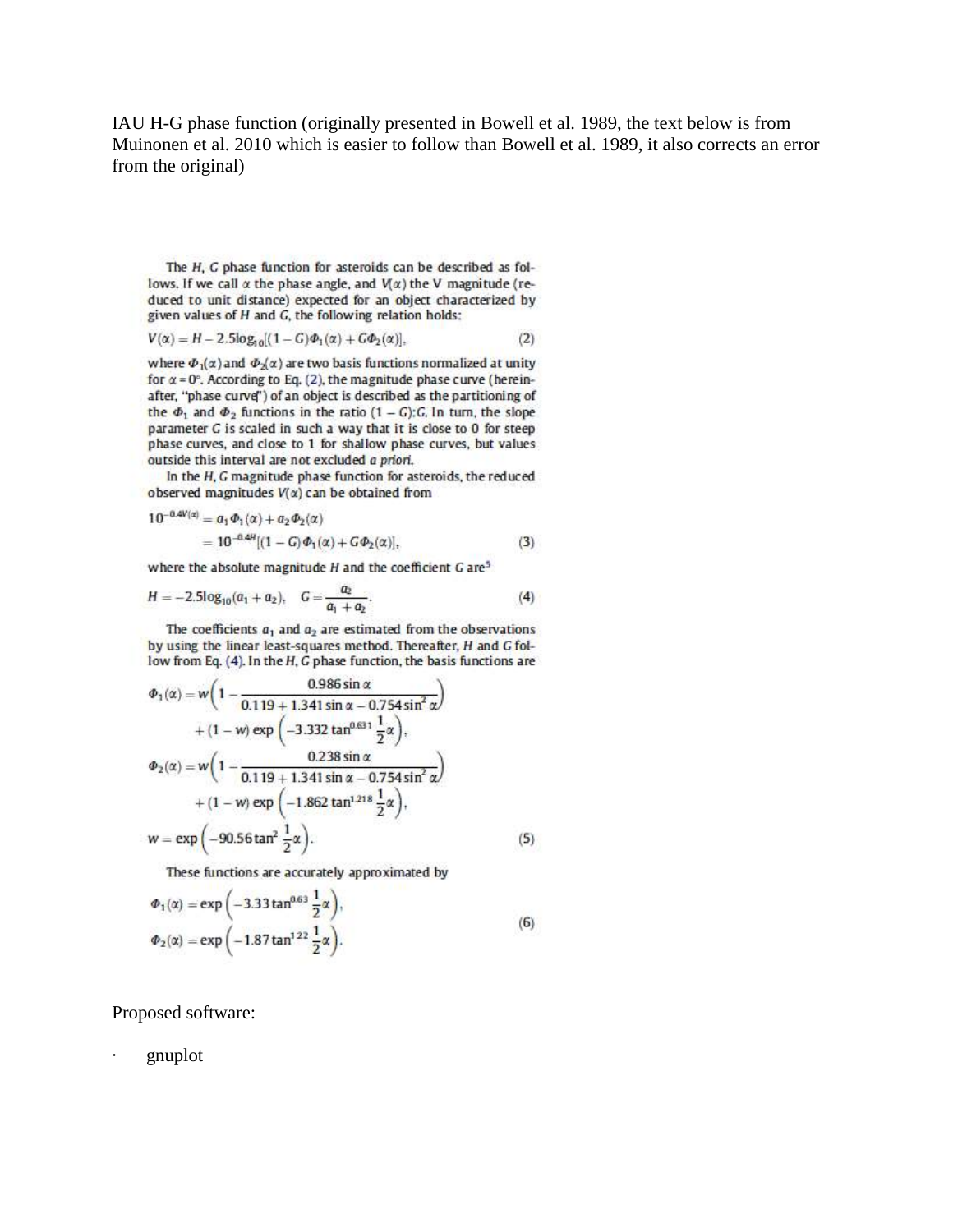IAU H-G phase function (originally presented in Bowell et al. 1989, the text below is from Muinonen et al. 2010 which is easier to follow than Bowell et al. 1989, it also corrects an error from the original)

The $H$, $G$ phase function for asteroids can be described as follows. If we call $\alpha$ the phase angle, and $V(\alpha)$ the V magnitude (reduced to unit distance) expected for an object characterized by given values of $H$ and $G$, the following relation holds:

$$V(\alpha) = H - 2.5\log_{10}[(1 - G)\Phi_1(\alpha) + G\Phi_2(\alpha)], \tag{2}$$

where $\Phi_1(\alpha)$ and $\Phi_2(\alpha)$ are two basis functions normalized at unity for $\alpha = 0°$. According to Eq. (2), the magnitude phase curve (hereinafter, "phase curve") of an object is described as the partitioning of the $\Phi_1$ and $\Phi_2$ functions in the ratio $(1 - G)$:$G$. In turn, the slope parameter $G$ is scaled in such a way that it is close to 0 for steep phase curves, and close to 1 for shallow phase curves, but values outside this interval are not excluded *a priori*.

In the $H$, $G$ magnitude phase function for asteroids, the reduced observed magnitudes $V(\alpha)$ can be obtained from

$$\begin{aligned} 10^{-0.4V(\alpha)} &= a_1\Phi_1(\alpha) + a_2\Phi_2(\alpha) \\ &= 10^{-0.4H}[(1 - G)\Phi_1(\alpha) + G\Phi_2(\alpha)], \end{aligned} \tag{3}$$

where the absolute magnitude $H$ and the coefficient $G$ are[5]

$$H = -2.5\log_{10}(a_1 + a_2), \quad G = \frac{a_2}{a_1 + a_2}. \tag{4}$$

The coefficients $a_1$ and $a_2$ are estimated from the observations by using the linear least-squares method. Thereafter, $H$ and $G$ follow from Eq. (4). In the $H$, $G$ phase function, the basis functions are

$$\begin{aligned} \Phi_1(\alpha) &= w\left(1 - \frac{0.986\sin\alpha}{0.119 + 1.341\sin\alpha - 0.754\sin^2\alpha}\right) \\ &\quad + (1 - w)\exp\left(-3.332\tan^{0.631}\frac{1}{2}\alpha\right), \\ \Phi_2(\alpha) &= w\left(1 - \frac{0.238\sin\alpha}{0.119 + 1.341\sin\alpha - 0.754\sin^2\alpha}\right) \\ &\quad + (1 - w)\exp\left(-1.862\tan^{1.218}\frac{1}{2}\alpha\right), \\ w &= \exp\left(-90.56\tan^2\frac{1}{2}\alpha\right). \end{aligned} \tag{5}$$

These functions are accurately approximated by

$$\begin{aligned} \Phi_1(\alpha) &= \exp\left(-3.33\tan^{0.63}\frac{1}{2}\alpha\right), \\ \Phi_2(\alpha) &= \exp\left(-1.87\tan^{1.22}\frac{1}{2}\alpha\right). \end{aligned} \tag{6}$$

Proposed software:

- gnuplot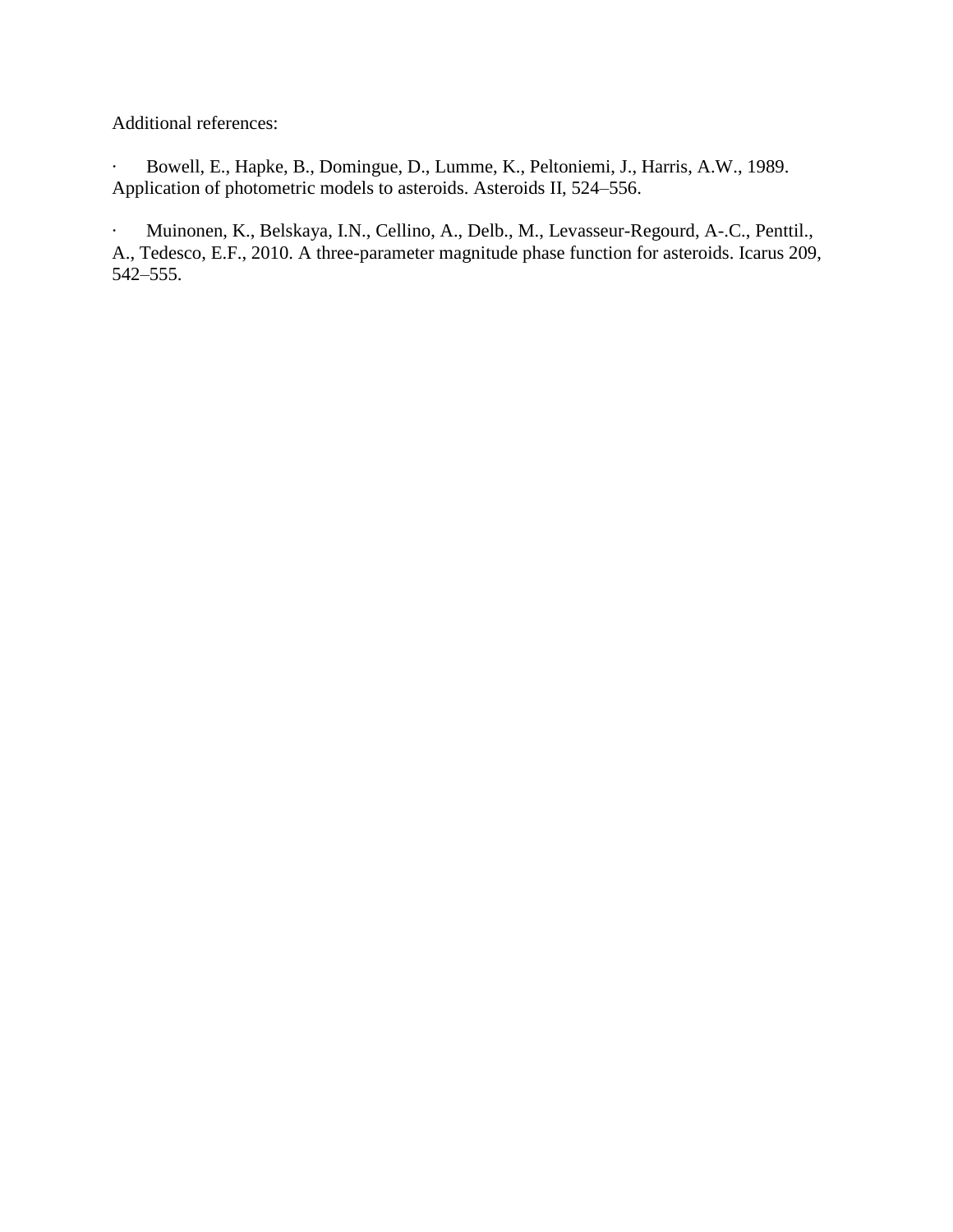Additional references:

- Bowell, E., Hapke, B., Domingue, D., Lumme, K., Peltoniemi, J., Harris, A.W., 1989. Application of photometric models to asteroids. Asteroids II, 524–556.

- Muinonen, K., Belskaya, I.N., Cellino, A., Delb., M., Levasseur-Regourd, A-.C., Penttil., A., Tedesco, E.F., 2010. A three-parameter magnitude phase function for asteroids. Icarus 209, 542–555.